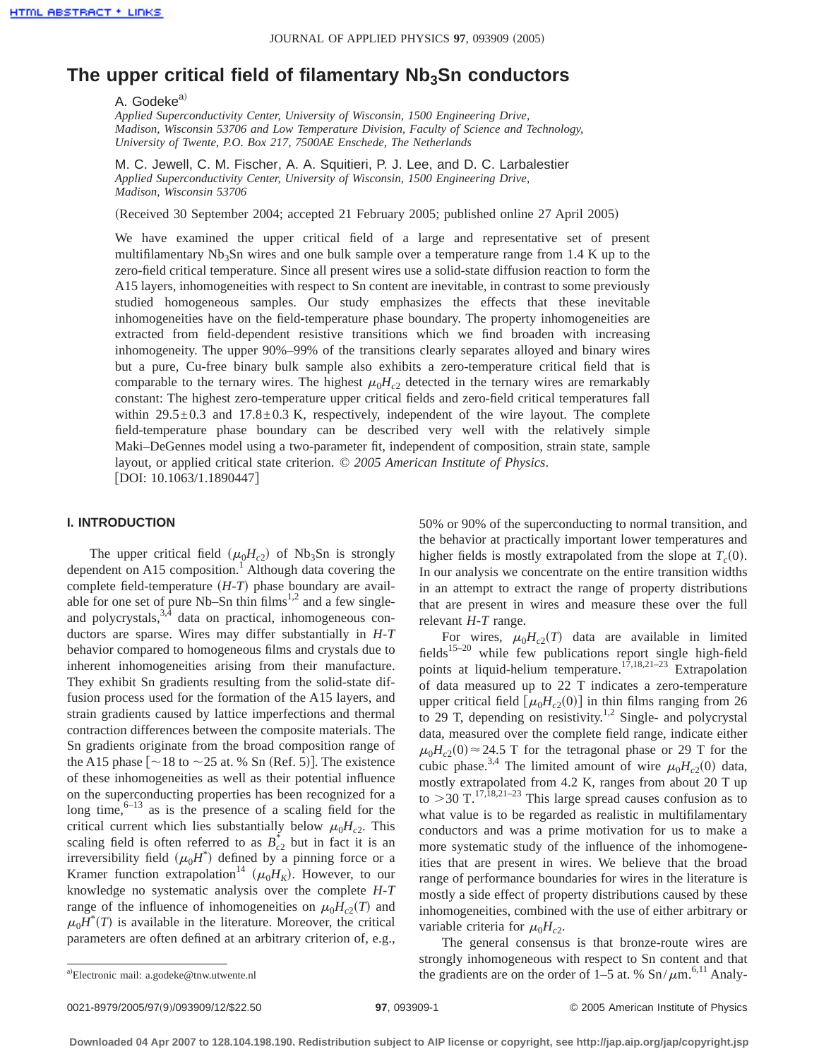# The upper critical field of filamentary $Nb_3Sn$ conductors

A. Godeke[a)]

*Applied Superconductivity Center, University of Wisconsin, 1500 Engineering Drive, Madison, Wisconsin 53706 and Low Temperature Division, Faculty of Science and Technology, University of Twente, P.O. Box 217, 7500AE Enschede, The Netherlands*

M. C. Jewell, C. M. Fischer, A. A. Squitieri, P. J. Lee, and D. C. Larbalestier

*Applied Superconductivity Center, University of Wisconsin, 1500 Engineering Drive, Madison, Wisconsin 53706*

(Received 30 September 2004; accepted 21 February 2005; published online 27 April 2005)

We have examined the upper critical field of a large and representative set of present multifilamentary $Nb_3Sn$ wires and one bulk sample over a temperature range from 1.4 K up to the zero-field critical temperature. Since all present wires use a solid-state diffusion reaction to form the A15 layers, inhomogeneities with respect to Sn content are inevitable, in contrast to some previously studied homogeneous samples. Our study emphasizes the effects that these inevitable inhomogeneities have on the field-temperature phase boundary. The property inhomogeneities are extracted from field-dependent resistive transitions which we find broaden with increasing inhomogeneity. The upper 90%–99% of the transitions clearly separates alloyed and binary wires but a pure, Cu-free binary bulk sample also exhibits a zero-temperature critical field that is comparable to the ternary wires. The highest $\mu_0 H_{c2}$ detected in the ternary wires are remarkably constant: The highest zero-temperature upper critical fields and zero-field critical temperatures fall within $29.5\pm0.3$ and $17.8\pm0.3$ K, respectively, independent of the wire layout. The complete field-temperature phase boundary can be described very well with the relatively simple Maki–DeGennes model using a two-parameter fit, independent of composition, strain state, sample layout, or applied critical state criterion. © *2005 American Institute of Physics*. [DOI: 10.1063/1.1890447]

## I. INTRODUCTION

The upper critical field ($\mu_0 H_{c2}$) of $Nb_3Sn$ is strongly dependent on A15 composition.[1] Although data covering the complete field-temperature ($H$-$T$) phase boundary are available for one set of pure Nb–Sn thin films[1,2] and a few single- and polycrystals,[3,4] data on practical, inhomogeneous conductors are sparse. Wires may differ substantially in $H$-$T$ behavior compared to homogeneous films and crystals due to inherent inhomogeneities arising from their manufacture. They exhibit Sn gradients resulting from the solid-state diffusion process used for the formation of the A15 layers, and strain gradients caused by lattice imperfections and thermal contraction differences between the composite materials. The Sn gradients originate from the broad composition range of the A15 phase [~18 to ~25 at. % Sn (Ref. 5)]. The existence of these inhomogeneities as well as their potential influence on the superconducting properties has been recognized for a long time,[6–13] as is the presence of a scaling field for the critical current which lies substantially below $\mu_0 H_{c2}$. This scaling field is often referred to as $B^*_{c2}$ but in fact it is an irreversibility field ($\mu_0 H^*$) defined by a pinning force or a Kramer function extrapolation[14] ($\mu_0 H_K$). However, to our knowledge no systematic analysis over the complete $H$-$T$ range of the influence of inhomogeneities on $\mu_0 H_{c2}(T)$ and $\mu_0 H^*(T)$ is available in the literature. Moreover, the critical parameters are often defined at an arbitrary criterion of, e.g., 50% or 90% of the superconducting to normal transition, and the behavior at practically important lower temperatures and higher fields is mostly extrapolated from the slope at $T_c(0)$. In our analysis we concentrate on the entire transition widths in an attempt to extract the range of property distributions that are present in wires and measure these over the full relevant $H$-$T$ range.

For wires, $\mu_0 H_{c2}(T)$ data are available in limited fields[15–20] while few publications report single high-field points at liquid-helium temperature.[17,18,21–23] Extrapolation of data measured up to 22 T indicates a zero-temperature upper critical field [$\mu_0 H_{c2}(0)$] in thin films ranging from 26 to 29 T, depending on resistivity.[1,2] Single- and polycrystal data, measured over the complete field range, indicate either $\mu_0 H_{c2}(0)\approx 24.5$ T for the tetragonal phase or 29 T for the cubic phase.[3,4] The limited amount of wire $\mu_0 H_{c2}(0)$ data, mostly extrapolated from 4.2 K, ranges from about 20 T up to >30 T.[17,18,21–23] This large spread causes confusion as to what value is to be regarded as realistic in multifilamentary conductors and was a prime motivation for us to make a more systematic study of the influence of the inhomogeneities that are present in wires. We believe that the broad range of performance boundaries for wires in the literature is mostly a side effect of property distributions caused by these inhomogeneities, combined with the use of either arbitrary or variable criteria for $\mu_0 H_{c2}$.

The general consensus is that bronze-route wires are strongly inhomogeneous with respect to Sn content and that the gradients are on the order of 1–5 at. % Sn/$\mu$m.[6,11] Analy-

[a)]Electronic mail: a.godeke@tnw.utwente.nl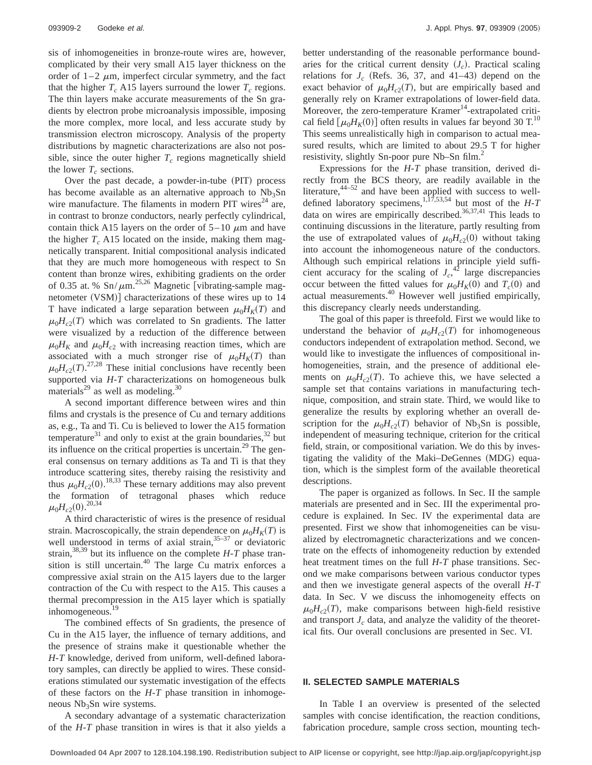sis of inhomogeneities in bronze-route wires are, however, complicated by their very small A15 layer thickness on the order of 1–2 $\mu$m, imperfect circular symmetry, and the fact that the higher $T_c$ A15 layers surround the lower $T_c$ regions. The thin layers make accurate measurements of the Sn gradients by electron probe microanalysis impossible, imposing the more complex, more local, and less accurate study by transmission electron microscopy. Analysis of the property distributions by magnetic characterizations are also not possible, since the outer higher $T_c$ regions magnetically shield the lower $T_c$ sections.

Over the past decade, a powder-in-tube (PIT) process has become available as an alternative approach to $Nb_3Sn$ wire manufacture. The filaments in modern PIT wires[24] are, in contrast to bronze conductors, nearly perfectly cylindrical, contain thick A15 layers on the order of 5–10 $\mu$m and have the higher $T_c$ A15 located on the inside, making them magnetically transparent. Initial compositional analysis indicated that they are much more homogeneous with respect to Sn content than bronze wires, exhibiting gradients on the order of 0.35 at. % Sn/$\mu$m.[25,26] Magnetic [vibrating-sample magnetometer (VSM)] characterizations of these wires up to 14 T have indicated a large separation between $\mu_0 H_K(T)$ and $\mu_0 H_{c2}(T)$ which was correlated to Sn gradients. The latter were visualized by a reduction of the difference between $\mu_0 H_K$ and $\mu_0 H_{c2}$ with increasing reaction times, which are associated with a much stronger rise of $\mu_0 H_K(T)$ than $\mu_0 H_{c2}(T)$.[27,28] These initial conclusions have recently been supported via *H-T* characterizations on homogeneous bulk materials[29] as well as modeling.[30]

A second important difference between wires and thin films and crystals is the presence of Cu and ternary additions as, e.g., Ta and Ti. Cu is believed to lower the A15 formation temperature[31] and only to exist at the grain boundaries,[32] but its influence on the critical properties is uncertain.[29] The general consensus on ternary additions as Ta and Ti is that they introduce scattering sites, thereby raising the resistivity and thus $\mu_0 H_{c2}(0)$.[18,33] These ternary additions may also prevent the formation of tetragonal phases which reduce $\mu_0 H_{c2}(0)$.[20,34]

A third characteristic of wires is the presence of residual strain. Macroscopically, the strain dependence on $\mu_0 H_K(T)$ is well understood in terms of axial strain,[35–37] or deviatoric strain,[38,39] but its influence on the complete *H-T* phase transition is still uncertain.[40] The large Cu matrix enforces a compressive axial strain on the A15 layers due to the larger contraction of the Cu with respect to the A15. This causes a thermal precompression in the A15 layer which is spatially inhomogeneous.[19]

The combined effects of Sn gradients, the presence of Cu in the A15 layer, the influence of ternary additions, and the presence of strains make it questionable whether the *H-T* knowledge, derived from uniform, well-defined laboratory samples, can directly be applied to wires. These considerations stimulated our systematic investigation of the effects of these factors on the *H-T* phase transition in inhomogeneous $Nb_3Sn$ wire systems.

A secondary advantage of a systematic characterization of the *H-T* phase transition in wires is that it also yields a better understanding of the reasonable performance boundaries for the critical current density ($J_c$). Practical scaling relations for $J_c$ (Refs. 36, 37, and 41–43) depend on the exact behavior of $\mu_0 H_{c2}(T)$, but are empirically based and generally rely on Kramer extrapolations of lower-field data. Moreover, the zero-temperature Kramer[14]-extrapolated critical field [$\mu_0 H_K(0)$] often results in values far beyond 30 T.[10] This seems unrealistically high in comparison to actual measured results, which are limited to about 29.5 T for higher resistivity, slightly Sn-poor pure Nb–Sn film.[2]

Expressions for the *H-T* phase transition, derived directly from the BCS theory, are readily available in the literature,[44–52] and have been applied with success to well-defined laboratory specimens,[1,17,53,54] but most of the *H-T* data on wires are empirically described.[36,37,41] This leads to continuing discussions in the literature, partly resulting from the use of extrapolated values of $\mu_0 H_{c2}(0)$ without taking into account the inhomogeneous nature of the conductors. Although such empirical relations in principle yield sufficient accuracy for the scaling of $J_c$,[42] large discrepancies occur between the fitted values for $\mu_0 H_K(0)$ and $T_c(0)$ and actual measurements.[40] However well justified empirically, this discrepancy clearly needs understanding.

The goal of this paper is threefold. First we would like to understand the behavior of $\mu_0 H_{c2}(T)$ for inhomogeneous conductors independent of extrapolation method. Second, we would like to investigate the influences of compositional inhomogeneities, strain, and the presence of additional elements on $\mu_0 H_{c2}(T)$. To achieve this, we have selected a sample set that contains variations in manufacturing technique, composition, and strain state. Third, we would like to generalize the results by exploring whether an overall description for the $\mu_0 H_{c2}(T)$ behavior of $Nb_3Sn$ is possible, independent of measuring technique, criterion for the critical field, strain, or compositional variation. We do this by investigating the validity of the Maki–DeGennes (MDG) equation, which is the simplest form of the available theoretical descriptions.

The paper is organized as follows. In Sec. II the sample materials are presented and in Sec. III the experimental procedure is explained. In Sec. IV the experimental data are presented. First we show that inhomogeneities can be visualized by electromagnetic characterizations and we concentrate on the effects of inhomogeneity reduction by extended heat treatment times on the full *H-T* phase transitions. Second we make comparisons between various conductor types and then we investigate general aspects of the overall *H-T* data. In Sec. V we discuss the inhomogeneity effects on $\mu_0 H_{c2}(T)$, make comparisons between high-field resistive and transport $J_c$ data, and analyze the validity of the theoretical fits. Our overall conclusions are presented in Sec. VI.

## II. SELECTED SAMPLE MATERIALS

In Table I an overview is presented of the selected samples with concise identification, the reaction conditions, fabrication procedure, sample cross section, mounting tech-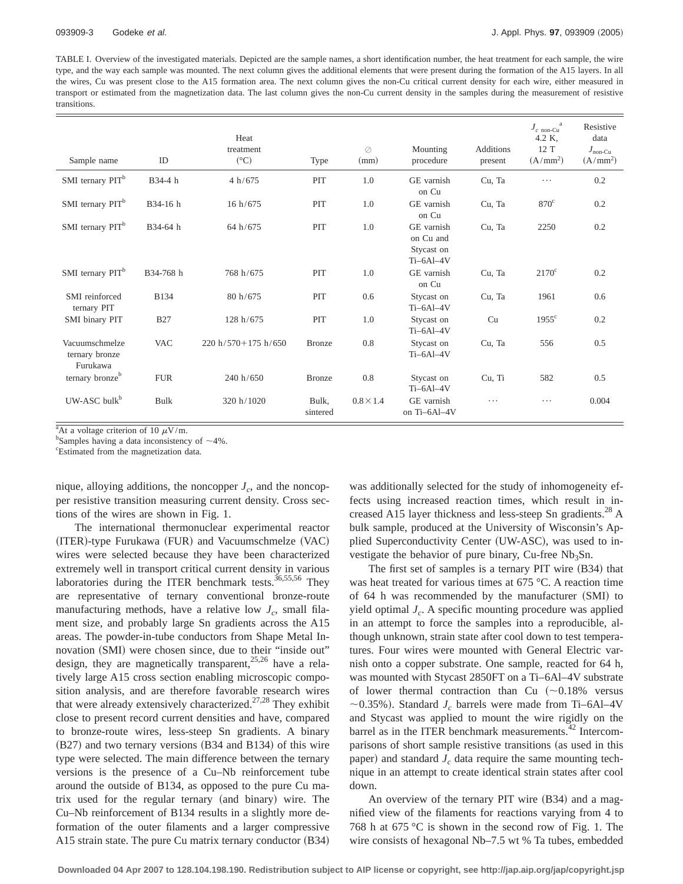TABLE I. Overview of the investigated materials. Depicted are the sample names, a short identification number, the heat treatment for each sample, the wire type, and the way each sample was mounted. The next column gives the additional elements that were present during the formation of the A15 layers. In all the wires, Cu was present close to the A15 formation area. The next column gives the non-Cu critical current density for each wire, either measured in transport or estimated from the magnetization data. The last column gives the non-Cu current density in the samples during the measurement of resistive transitions.

| Sample name | ID | Heat treatment (°C) | Type | ⊘ (mm) | Mounting procedure | Additions present | $J_{c\ \text{non-Cu}}$ [a] 4.2 K, 12 T $(\text{A/mm}^2)$ | Resistive data $J_{\text{non-Cu}}$ $(\text{A/mm}^2)$ |
|---|---|---|---|---|---|---|---|---|
| SMI ternary PIT[b] | B34-4 h | 4 h/675 | PIT | 1.0 | GE varnish on Cu | Cu, Ta | ⋯ | 0.2 |
| SMI ternary PIT[b] | B34-16 h | 16 h/675 | PIT | 1.0 | GE varnish on Cu | Cu, Ta | 870[c] | 0.2 |
| SMI ternary PIT[b] | B34-64 h | 64 h/675 | PIT | 1.0 | GE varnish on Cu and Stycast on Ti–6Al–4V | Cu, Ta | 2250 | 0.2 |
| SMI ternary PIT[b] | B34-768 h | 768 h/675 | PIT | 1.0 | GE varnish on Cu | Cu, Ta | 2170[c] | 0.2 |
| SMI reinforced ternary PIT | B134 | 80 h/675 | PIT | 0.6 | Stycast on Ti–6Al–4V | Cu, Ta | 1961 | 0.6 |
| SMI binary PIT | B27 | 128 h/675 | PIT | 1.0 | Stycast on Ti–6Al–4V | Cu | 1955[c] | 0.2 |
| Vacuumschmelze ternary bronze | VAC | 220 h/570+175 h/650 | Bronze | 0.8 | Stycast on Ti–6Al–4V | Cu, Ta | 556 | 0.5 |
| Furukawa ternary bronze[b] | FUR | 240 h/650 | Bronze | 0.8 | Stycast on Ti–6Al–4V | Cu, Ti | 582 | 0.5 |
| UW-ASC bulk[b] | Bulk | 320 h/1020 | Bulk, sintered | 0.8×1.4 | GE varnish on Ti–6Al–4V | ⋯ | ⋯ | 0.004 |

[a]At a voltage criterion of 10 $\mu$V/m.
[b]Samples having a data inconsistency of ~4%.
[c]Estimated from the magnetization data.

nique, alloying additions, the noncopper $J_c$, and the noncopper resistive transition measuring current density. Cross sections of the wires are shown in Fig. 1.

The international thermonuclear experimental reactor (ITER)-type Furukawa (FUR) and Vacuumschmelze (VAC) wires were selected because they have been characterized extremely well in transport critical current density in various laboratories during the ITER benchmark tests.[36,55,56] They are representative of ternary conventional bronze-route manufacturing methods, have a relative low $J_c$, small filament size, and probably large Sn gradients across the A15 areas. The powder-in-tube conductors from Shape Metal Innovation (SMI) were chosen since, due to their "inside out" design, they are magnetically transparent,[25,26] have a relatively large A15 cross section enabling microscopic composition analysis, and are therefore favorable research wires that were already extensively characterized.[27,28] They exhibit close to present record current densities and have, compared to bronze-route wires, less-steep Sn gradients. A binary (B27) and two ternary versions (B34 and B134) of this wire type were selected. The main difference between the ternary versions is the presence of a Cu–Nb reinforcement tube around the outside of B134, as opposed to the pure Cu matrix used for the regular ternary (and binary) wire. The Cu–Nb reinforcement of B134 results in a slightly more deformation of the outer filaments and a larger compressive A15 strain state. The pure Cu matrix ternary conductor (B34) was additionally selected for the study of inhomogeneity effects using increased reaction times, which result in increased A15 layer thickness and less-steep Sn gradients.[28] A bulk sample, produced at the University of Wisconsin's Applied Superconductivity Center (UW-ASC), was used to investigate the behavior of pure binary, Cu-free $Nb_3Sn$.

The first set of samples is a ternary PIT wire (B34) that was heat treated for various times at 675 °C. A reaction time of 64 h was recommended by the manufacturer (SMI) to yield optimal $J_c$. A specific mounting procedure was applied in an attempt to force the samples into a reproducible, although unknown, strain state after cool down to test temperatures. Four wires were mounted with General Electric varnish onto a copper substrate. One sample, reacted for 64 h, was mounted with Stycast 2850FT on a Ti–6Al–4V substrate of lower thermal contraction than Cu (~0.18% versus ~0.35%). Standard $J_c$ barrels were made from Ti–6Al–4V and Stycast was applied to mount the wire rigidly on the barrel as in the ITER benchmark measurements.[42] Intercomparisons of short sample resistive transitions (as used in this paper) and standard $J_c$ data require the same mounting technique in an attempt to create identical strain states after cool down.

An overview of the ternary PIT wire (B34) and a magnified view of the filaments for reactions varying from 4 to 768 h at 675 °C is shown in the second row of Fig. 1. The wire consists of hexagonal Nb–7.5 wt % Ta tubes, embedded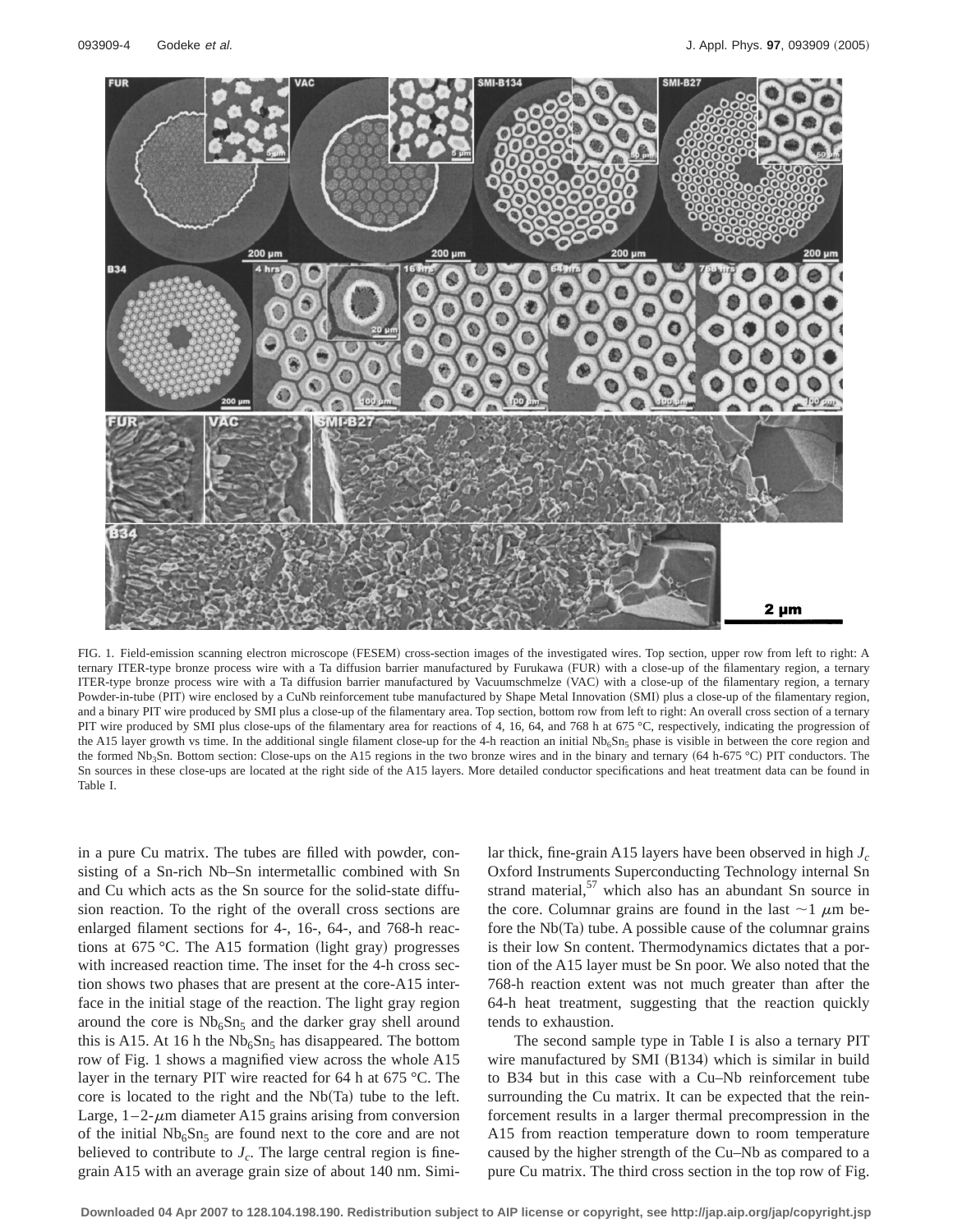FIG. 1. Field-emission scanning electron microscope (FESEM) cross-section images of the investigated wires. Top section, upper row from left to right: A ternary ITER-type bronze process wire with a Ta diffusion barrier manufactured by Furukawa (FUR) with a close-up of the filamentary region, a ternary ITER-type bronze process wire with a Ta diffusion barrier manufactured by Vacuumschmelze (VAC) with a close-up of the filamentary region, a ternary Powder-in-tube (PIT) wire enclosed by a CuNb reinforcement tube manufactured by Shape Metal Innovation (SMI) plus a close-up of the filamentary region, and a binary PIT wire produced by SMI plus a close-up of the filamentary area. Top section, bottom row from left to right: An overall cross section of a ternary PIT wire produced by SMI plus close-ups of the filamentary area for reactions of 4, 16, 64, and 768 h at 675 °C, respectively, indicating the progression of the A15 layer growth vs time. In the additional single filament close-up for the 4-h reaction an initial $Nb_6Sn_5$ phase is visible in between the core region and the formed $Nb_3Sn$. Bottom section: Close-ups on the A15 regions in the two bronze wires and in the binary and ternary (64 h-675 °C) PIT conductors. The Sn sources in these close-ups are located at the right side of the A15 layers. More detailed conductor specifications and heat treatment data can be found in Table I.

in a pure Cu matrix. The tubes are filled with powder, consisting of a Sn-rich Nb–Sn intermetallic combined with Sn and Cu which acts as the Sn source for the solid-state diffusion reaction. To the right of the overall cross sections are enlarged filament sections for 4-, 16-, 64-, and 768-h reactions at 675 °C. The A15 formation (light gray) progresses with increased reaction time. The inset for the 4-h cross section shows two phases that are present at the core-A15 interface in the initial stage of the reaction. The light gray region around the core is $Nb_6Sn_5$ and the darker gray shell around this is A15. At 16 h the $Nb_6Sn_5$ has disappeared. The bottom row of Fig. 1 shows a magnified view across the whole A15 layer in the ternary PIT wire reacted for 64 h at 675 °C. The core is located to the right and the Nb(Ta) tube to the left. Large, 1–2-$\mu$m diameter A15 grains arising from conversion of the initial $Nb_6Sn_5$ are found next to the core and are not believed to contribute to $J_c$. The large central region is fine-grain A15 with an average grain size of about 140 nm. Similar thick, fine-grain A15 layers have been observed in high $J_c$ Oxford Instruments Superconducting Technology internal Sn strand material,[57] which also has an abundant Sn source in the core. Columnar grains are found in the last ~1 $\mu$m before the Nb(Ta) tube. A possible cause of the columnar grains is their low Sn content. Thermodynamics dictates that a portion of the A15 layer must be Sn poor. We also noted that the 768-h reaction extent was not much greater than after the 64-h heat treatment, suggesting that the reaction quickly tends to exhaustion.

The second sample type in Table I is also a ternary PIT wire manufactured by SMI (B134) which is similar in build to B34 but in this case with a Cu–Nb reinforcement tube surrounding the Cu matrix. It can be expected that the reinforcement results in a larger thermal precompression in the A15 from reaction temperature down to room temperature caused by the higher strength of the Cu–Nb as compared to a pure Cu matrix. The third cross section in the top row of Fig.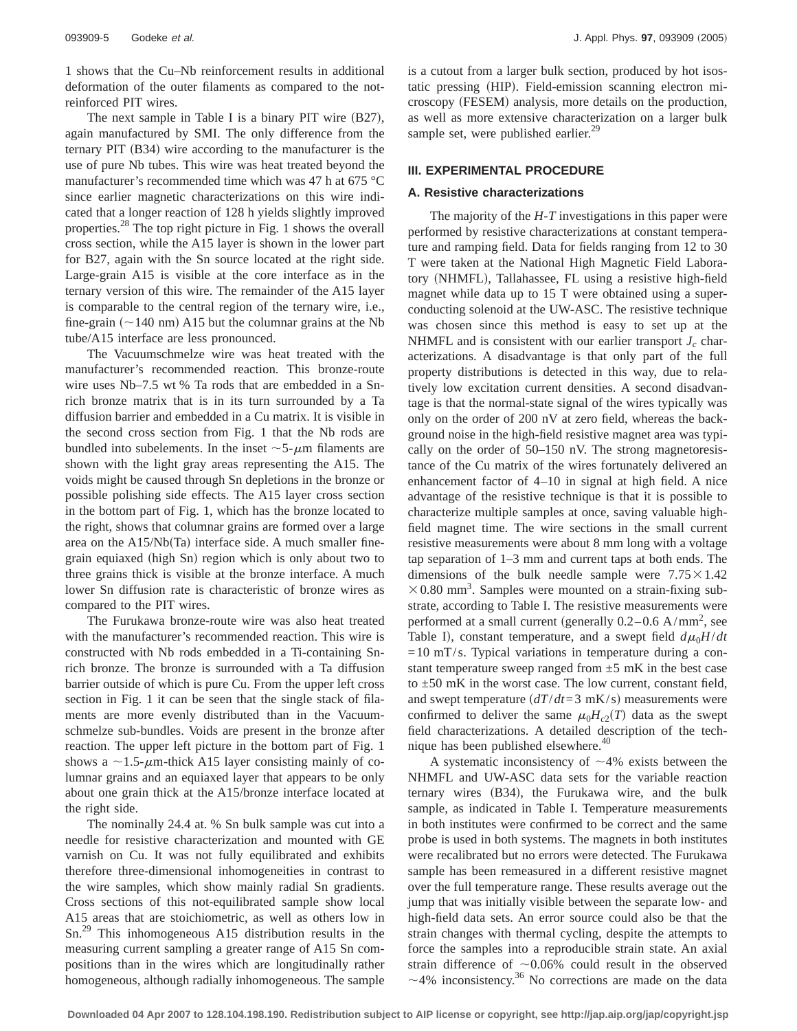1 shows that the Cu–Nb reinforcement results in additional deformation of the outer filaments as compared to the not-reinforced PIT wires.

The next sample in Table I is a binary PIT wire (B27), again manufactured by SMI. The only difference from the ternary PIT (B34) wire according to the manufacturer is the use of pure Nb tubes. This wire was heat treated beyond the manufacturer's recommended time which was 47 h at 675 °C since earlier magnetic characterizations on this wire indicated that a longer reaction of 128 h yields slightly improved properties.[28] The top right picture in Fig. 1 shows the overall cross section, while the A15 layer is shown in the lower part for B27, again with the Sn source located at the right side. Large-grain A15 is visible at the core interface as in the ternary version of this wire. The remainder of the A15 layer is comparable to the central region of the ternary wire, i.e., fine-grain (~140 nm) A15 but the columnar grains at the Nb tube/A15 interface are less pronounced.

The Vacuumschmelze wire was heat treated with the manufacturer's recommended reaction. This bronze-route wire uses Nb–7.5 wt % Ta rods that are embedded in a Sn-rich bronze matrix that is in its turn surrounded by a Ta diffusion barrier and embedded in a Cu matrix. It is visible in the second cross section from Fig. 1 that the Nb rods are bundled into subelements. In the inset ~5-$\mu$m filaments are shown with the light gray areas representing the A15. The voids might be caused through Sn depletions in the bronze or possible polishing side effects. The A15 layer cross section in the bottom part of Fig. 1, which has the bronze located to the right, shows that columnar grains are formed over a large area on the A15/Nb(Ta) interface side. A much smaller fine-grain equiaxed (high Sn) region which is only about two to three grains thick is visible at the bronze interface. A much lower Sn diffusion rate is characteristic of bronze wires as compared to the PIT wires.

The Furukawa bronze-route wire was also heat treated with the manufacturer's recommended reaction. This wire is constructed with Nb rods embedded in a Ti-containing Sn-rich bronze. The bronze is surrounded with a Ta diffusion barrier outside of which is pure Cu. From the upper left cross section in Fig. 1 it can be seen that the single stack of filaments are more evenly distributed than in the Vacuumschmelze sub-bundles. Voids are present in the bronze after reaction. The upper left picture in the bottom part of Fig. 1 shows a ~1.5-$\mu$m-thick A15 layer consisting mainly of columnar grains and an equiaxed layer that appears to be only about one grain thick at the A15/bronze interface located at the right side.

The nominally 24.4 at. % Sn bulk sample was cut into a needle for resistive characterization and mounted with GE varnish on Cu. It was not fully equilibrated and exhibits therefore three-dimensional inhomogeneities in contrast to the wire samples, which show mainly radial Sn gradients. Cross sections of this not-equilibrated sample show local A15 areas that are stoichiometric, as well as others low in Sn.[29] This inhomogeneous A15 distribution results in the measuring current sampling a greater range of A15 Sn compositions than in the wires which are longitudinally rather homogeneous, although radially inhomogeneous. The sample is a cutout from a larger bulk section, produced by hot isostatic pressing (HIP). Field-emission scanning electron microscopy (FESEM) analysis, more details on the production, as well as more extensive characterization on a larger bulk sample set, were published earlier.[29]

## III. EXPERIMENTAL PROCEDURE

### A. Resistive characterizations

The majority of the *H-T* investigations in this paper were performed by resistive characterizations at constant temperature and ramping field. Data for fields ranging from 12 to 30 T were taken at the National High Magnetic Field Laboratory (NHMFL), Tallahassee, FL using a resistive high-field magnet while data up to 15 T were obtained using a superconducting solenoid at the UW-ASC. The resistive technique was chosen since this method is easy to set up at the NHMFL and is consistent with our earlier transport $J_c$ characterizations. A disadvantage is that only part of the full property distributions is detected in this way, due to relatively low excitation current densities. A second disadvantage is that the normal-state signal of the wires typically was only on the order of 200 nV at zero field, whereas the background noise in the high-field resistive magnet area was typically on the order of 50–150 nV. The strong magnetoresistance of the Cu matrix of the wires fortunately delivered an enhancement factor of 4–10 in signal at high field. A nice advantage of the resistive technique is that it is possible to characterize multiple samples at once, saving valuable high-field magnet time. The wire sections in the small current resistive measurements were about 8 mm long with a voltage tap separation of 1–3 mm and current taps at both ends. The dimensions of the bulk needle sample were $7.75 \times 1.42 \times 0.80$ mm$^3$. Samples were mounted on a strain-fixing substrate, according to Table I. The resistive measurements were performed at a small current (generally 0.2–0.6 A/mm$^2$, see Table I), constant temperature, and a swept field $d\mu_0 H/dt = 10$ mT/s. Typical variations in temperature during a constant temperature sweep ranged from ±5 mK in the best case to ±50 mK in the worst case. The low current, constant field, and swept temperature ($dT/dt = 3$ mK/s) measurements were confirmed to deliver the same $\mu_0 H_{c2}(T)$ data as the swept field characterizations. A detailed description of the technique has been published elsewhere.[40]

A systematic inconsistency of ~4% exists between the NHMFL and UW-ASC data sets for the variable reaction ternary wires (B34), the Furukawa wire, and the bulk sample, as indicated in Table I. Temperature measurements in both institutes were confirmed to be correct and the same probe is used in both systems. The magnets in both institutes were recalibrated but no errors were detected. The Furukawa sample has been remeasured in a different resistive magnet over the full temperature range. These results average out the jump that was initially visible between the separate low- and high-field data sets. An error source could also be that the strain changes with thermal cycling, despite the attempts to force the samples into a reproducible strain state. An axial strain difference of ~0.06% could result in the observed ~4% inconsistency.[36] No corrections are made on the data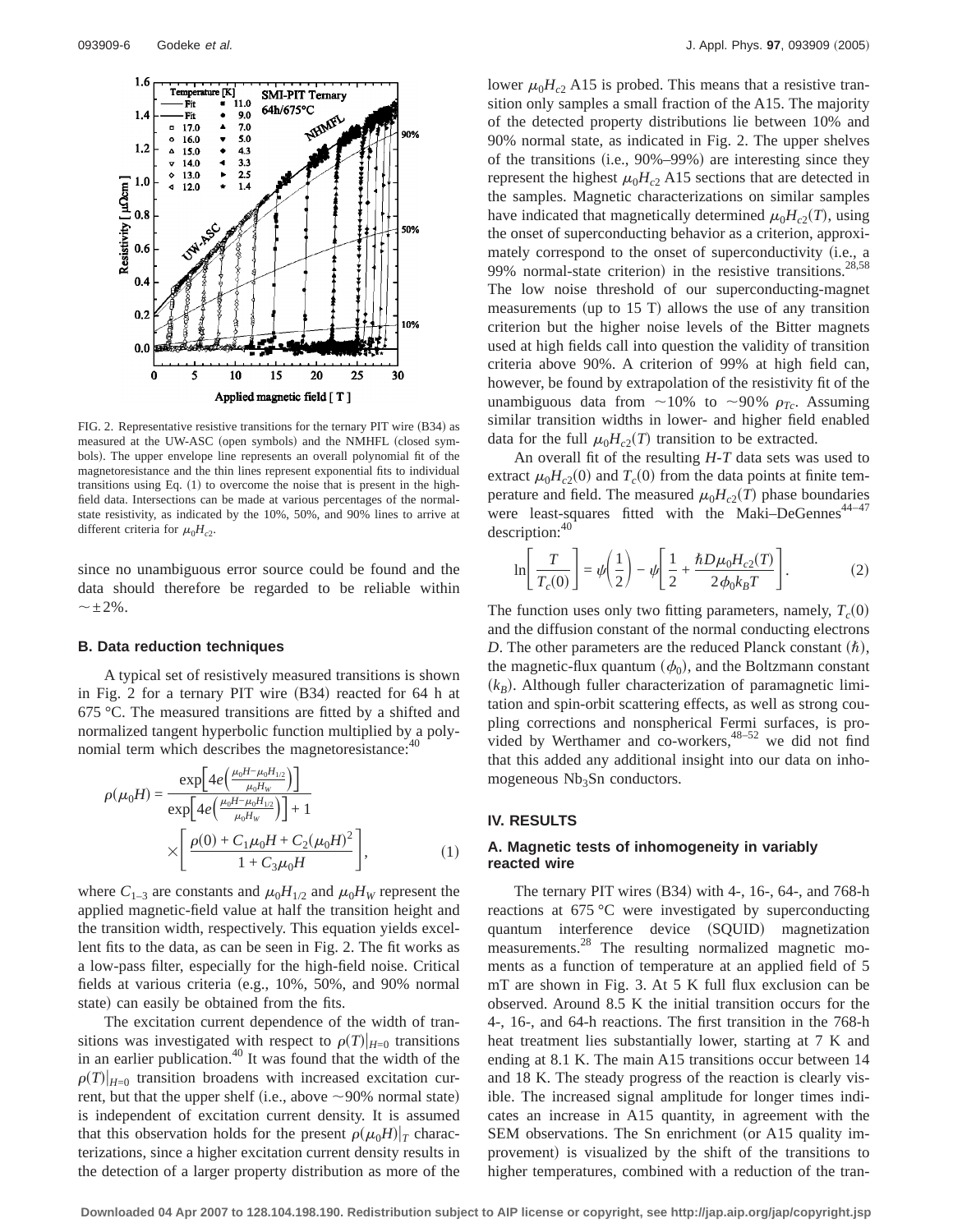FIG. 2. Representative resistive transitions for the ternary PIT wire (B34) as measured at the UW-ASC (open symbols) and the NMHFL (closed symbols). The upper envelope line represents an overall polynomial fit of the magnetoresistance and the thin lines represent exponential fits to individual transitions using Eq. (1) to overcome the noise that is present in the high-field data. Intersections can be made at various percentages of the normal-state resistivity, as indicated by the 10%, 50%, and 90% lines to arrive at different criteria for $\mu_0 H_{c2}$.

since no unambiguous error source could be found and the data should therefore be regarded to be reliable within $\sim\pm 2\%$.

### B. Data reduction techniques

A typical set of resistively measured transitions is shown in Fig. 2 for a ternary PIT wire (B34) reacted for 64 h at 675 °C. The measured transitions are fitted by a shifted and normalized tangent hyperbolic function multiplied by a polynomial term which describes the magnetoresistance:[40]

$$\rho(\mu_0 H) = \frac{\exp\left[4e\left(\frac{\mu_0 H - \mu_0 H_{1/2}}{\mu_0 H_W}\right)\right]}{\exp\left[4e\left(\frac{\mu_0 H - \mu_0 H_{1/2}}{\mu_0 H_W}\right)\right] + 1} \times \left[\frac{\rho(0) + C_1 \mu_0 H + C_2 (\mu_0 H)^2}{1 + C_3 \mu_0 H}\right], \tag{1}$$

where $C_{1-3}$ are constants and $\mu_0 H_{1/2}$ and $\mu_0 H_W$ represent the applied magnetic-field value at half the transition height and the transition width, respectively. This equation yields excellent fits to the data, as can be seen in Fig. 2. The fit works as a low-pass filter, especially for the high-field noise. Critical fields at various criteria (e.g., 10%, 50%, and 90% normal state) can easily be obtained from the fits.

The excitation current dependence of the width of transitions was investigated with respect to $\rho(T)|_{H=0}$ transitions in an earlier publication.[40] It was found that the width of the $\rho(T)|_{H=0}$ transition broadens with increased excitation current, but that the upper shelf (i.e., above $\sim$90% normal state) is independent of excitation current density. It is assumed that this observation holds for the present $\rho(\mu_0 H)|_T$ characterizations, since a higher excitation current density results in the detection of a larger property distribution as more of the lower $\mu_0 H_{c2}$ A15 is probed. This means that a resistive transition only samples a small fraction of the A15. The majority of the detected property distributions lie between 10% and 90% normal state, as indicated in Fig. 2. The upper shelves of the transitions (i.e., 90%–99%) are interesting since they represent the highest $\mu_0 H_{c2}$ A15 sections that are detected in the samples. Magnetic characterizations on similar samples have indicated that magnetically determined $\mu_0 H_{c2}(T)$, using the onset of superconducting behavior as a criterion, approximately correspond to the onset of superconductivity (i.e., a 99% normal-state criterion) in the resistive transitions.[28,58] The low noise threshold of our superconducting-magnet measurements (up to 15 T) allows the use of any transition criterion but the higher noise levels of the Bitter magnets used at high fields call into question the validity of transition criteria above 90%. A criterion of 99% at high field can, however, be found by extrapolation of the resistivity fit of the unambiguous data from $\sim$10% to $\sim$90% $\rho_{Tc}$. Assuming similar transition widths in lower- and higher field enabled data for the full $\mu_0 H_{c2}(T)$ transition to be extracted.

An overall fit of the resulting *H-T* data sets was used to extract $\mu_0 H_{c2}(0)$ and $T_c(0)$ from the data points at finite temperature and field. The measured $\mu_0 H_{c2}(T)$ phase boundaries were least-squares fitted with the Maki–DeGennes[44–47] description:[40]

$$\ln\left[\frac{T}{T_c(0)}\right] = \psi\left(\frac{1}{2}\right) - \psi\left[\frac{1}{2} + \frac{\hbar D \mu_0 H_{c2}(T)}{2\phi_0 k_B T}\right]. \tag{2}$$

The function uses only two fitting parameters, namely, $T_c(0)$ and the diffusion constant of the normal conducting electrons *D*. The other parameters are the reduced Planck constant ($\hbar$), the magnetic-flux quantum ($\phi_0$), and the Boltzmann constant ($k_B$). Although fuller characterization of paramagnetic limitation and spin-orbit scattering effects, as well as strong coupling corrections and nonspherical Fermi surfaces, is provided by Werthamer and co-workers,[48–52] we did not find that this added any additional insight into our data on inhomogeneous $Nb_3Sn$ conductors.

## IV. RESULTS

### A. Magnetic tests of inhomogeneity in variably reacted wire

The ternary PIT wires (B34) with 4-, 16-, 64-, and 768-h reactions at 675 °C were investigated by superconducting quantum interference device (SQUID) magnetization measurements.[28] The resulting normalized magnetic moments as a function of temperature at an applied field of 5 mT are shown in Fig. 3. At 5 K full flux exclusion can be observed. Around 8.5 K the initial transition occurs for the 4-, 16-, and 64-h reactions. The first transition in the 768-h heat treatment lies substantially lower, starting at 7 K and ending at 8.1 K. The main A15 transitions occur between 14 and 18 K. The steady progress of the reaction is clearly visible. The increased signal amplitude for longer times indicates an increase in A15 quantity, in agreement with the SEM observations. The Sn enrichment (or A15 quality improvement) is visualized by the shift of the transitions to higher temperatures, combined with a reduction of the tran-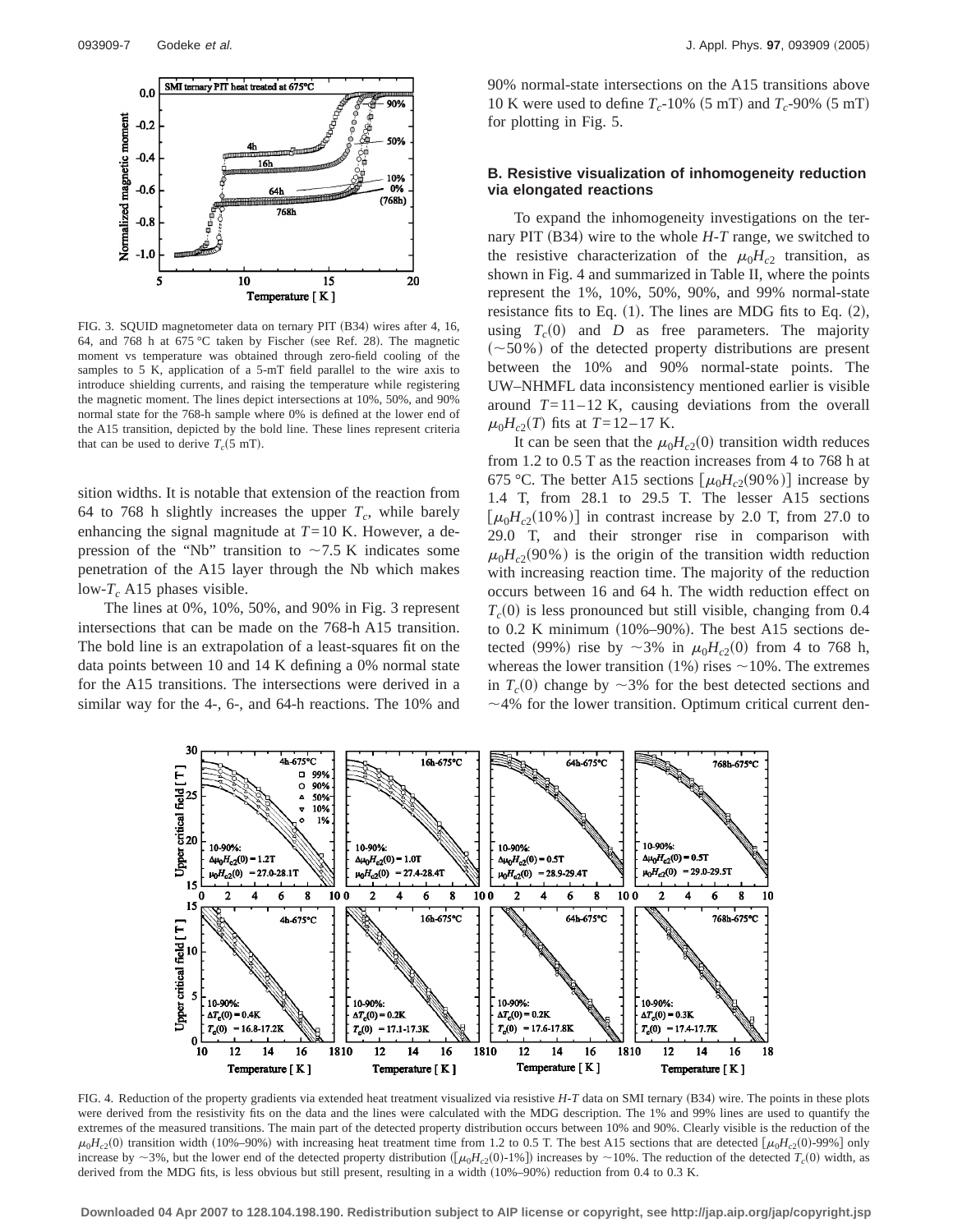FIG. 3. SQUID magnetometer data on ternary PIT (B34) wires after 4, 16, 64, and 768 h at 675 °C taken by Fischer (see Ref. 28). The magnetic moment vs temperature was obtained through zero-field cooling of the samples to 5 K, application of a 5-mT field parallel to the wire axis to introduce shielding currents, and raising the temperature while registering the magnetic moment. The lines depict intersections at 10%, 50%, and 90% normal state for the 768-h sample where 0% is defined at the lower end of the A15 transition, depicted by the bold line. These lines represent criteria that can be used to derive $T_c$(5 mT).

sition widths. It is notable that extension of the reaction from 64 to 768 h slightly increases the upper $T_c$, while barely enhancing the signal magnitude at $T=10$ K. However, a depression of the "Nb" transition to ~7.5 K indicates some penetration of the A15 layer through the Nb which makes low-$T_c$ A15 phases visible.

The lines at 0%, 10%, 50%, and 90% in Fig. 3 represent intersections that can be made on the 768-h A15 transition. The bold line is an extrapolation of a least-squares fit on the data points between 10 and 14 K defining a 0% normal state for the A15 transitions. The intersections were derived in a similar way for the 4-, 6-, and 64-h reactions. The 10% and 90% normal-state intersections on the A15 transitions above 10 K were used to define $T_c$-10% (5 mT) and $T_c$-90% (5 mT) for plotting in Fig. 5.

### B. Resistive visualization of inhomogeneity reduction via elongated reactions

To expand the inhomogeneity investigations on the ternary PIT (B34) wire to the whole *H-T* range, we switched to the resistive characterization of the $\mu_0 H_{c2}$ transition, as shown in Fig. 4 and summarized in Table II, where the points represent the 1%, 10%, 50%, 90%, and 99% normal-state resistance fits to Eq. (1). The lines are MDG fits to Eq. (2), using $T_c(0)$ and $D$ as free parameters. The majority (~50%) of the detected property distributions are present between the 10% and 90% normal-state points. The UW–NHMFL data inconsistency mentioned earlier is visible around $T=11$–12 K, causing deviations from the overall $\mu_0 H_{c2}(T)$ fits at $T=12$–17 K.

It can be seen that the $\mu_0 H_{c2}(0)$ transition width reduces from 1.2 to 0.5 T as the reaction increases from 4 to 768 h at 675 °C. The better A15 sections [$\mu_0 H_{c2}$(90%)] increase by 1.4 T, from 28.1 to 29.5 T. The lesser A15 sections [$\mu_0 H_{c2}$(10%)] in contrast increase by 2.0 T, from 27.0 to 29.0 T, and their stronger rise in comparison with $\mu_0 H_{c2}$(90%) is the origin of the transition width reduction with increasing reaction time. The majority of the reduction occurs between 16 and 64 h. The width reduction effect on $T_c(0)$ is less pronounced but still visible, changing from 0.4 to 0.2 K minimum (10%–90%). The best A15 sections detected (99%) rise by ~3% in $\mu_0 H_{c2}(0)$ from 4 to 768 h, whereas the lower transition (1%) rises ~10%. The extremes in $T_c(0)$ change by ~3% for the best detected sections and ~4% for the lower transition. Optimum critical current den-

FIG. 4. Reduction of the property gradients via extended heat treatment visualized via resistive *H-T* data on SMI ternary (B34) wire. The points in these plots were derived from the resistivity fits on the data and the lines were calculated with the MDG description. The 1% and 99% lines are used to quantify the extremes of the measured transitions. The main part of the detected property distribution occurs between 10% and 90%. Clearly visible is the reduction of the $\mu_0 H_{c2}(0)$ transition width (10%–90%) with increasing heat treatment time from 1.2 to 0.5 T. The best A15 sections that are detected [$\mu_0 H_{c2}(0)$-99%] only increase by ~3%, but the lower end of the detected property distribution ([$\mu_0 H_{c2}(0)$-1%]) increases by ~10%. The reduction of the detected $T_c(0)$ width, as derived from the MDG fits, is less obvious but still present, resulting in a width (10%–90%) reduction from 0.4 to 0.3 K.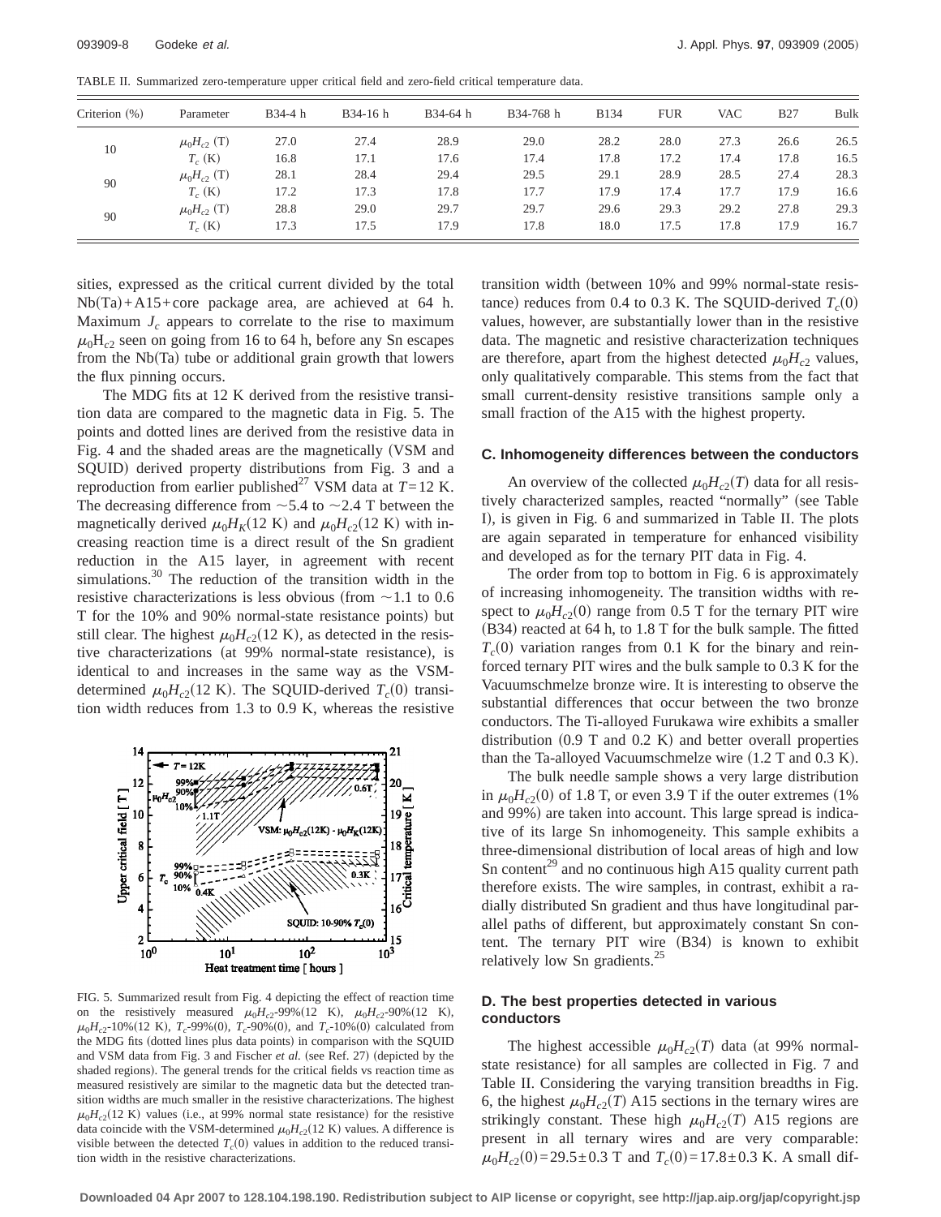TABLE II. Summarized zero-temperature upper critical field and zero-field critical temperature data.

| Criterion (%) | Parameter | B34-4 h | B34-16 h | B34-64 h | B34-768 h | B134 | FUR | VAC | B27 | Bulk |
|---|---|---|---|---|---|---|---|---|---|---|
| 10 | $\mu_0 H_{c2}$ (T) | 27.0 | 27.4 | 28.9 | 29.0 | 28.2 | 28.0 | 27.3 | 26.6 | 26.5 |
| | $T_c$ (K) | 16.8 | 17.1 | 17.6 | 17.4 | 17.8 | 17.2 | 17.4 | 17.8 | 16.5 |
| 90 | $\mu_0 H_{c2}$ (T) | 28.1 | 28.4 | 29.4 | 29.5 | 29.1 | 28.9 | 28.5 | 27.4 | 28.3 |
| | $T_c$ (K) | 17.2 | 17.3 | 17.8 | 17.7 | 17.9 | 17.4 | 17.7 | 17.9 | 16.6 |
| 90 | $\mu_0 H_{c2}$ (T) | 28.8 | 29.0 | 29.7 | 29.7 | 29.6 | 29.3 | 29.2 | 27.8 | 29.3 |
| | $T_c$ (K) | 17.3 | 17.5 | 17.9 | 17.8 | 18.0 | 17.5 | 17.8 | 17.9 | 16.7 |

sities, expressed as the critical current divided by the total Nb(Ta)+A15+core package area, are achieved at 64 h. Maximum $J_c$ appears to correlate to the rise to maximum $\mu_0 H_{c2}$ seen on going from 16 to 64 h, before any Sn escapes from the Nb(Ta) tube or additional grain growth that lowers the flux pinning occurs.

The MDG fits at 12 K derived from the resistive transition data are compared to the magnetic data in Fig. 5. The points and dotted lines are derived from the resistive data in Fig. 4 and the shaded areas are the magnetically (VSM and SQUID) derived property distributions from Fig. 3 and a reproduction from earlier published[27] VSM data at $T$=12 K. The decreasing difference from ~5.4 to ~2.4 T between the magnetically derived $\mu_0 H_K$(12 K) and $\mu_0 H_{c2}$(12 K) with increasing reaction time is a direct result of the Sn gradient reduction in the A15 layer, in agreement with recent simulations.[30] The reduction of the transition width in the resistive characterizations is less obvious (from ~1.1 to 0.6 T for the 10% and 90% normal-state resistance points) but still clear. The highest $\mu_0 H_{c2}$(12 K), as detected in the resistive characterizations (at 99% normal-state resistance), is identical to and increases in the same way as the VSM-determined $\mu_0 H_{c2}$(12 K). The SQUID-derived $T_c$(0) transition width reduces from 1.3 to 0.9 K, whereas the resistive transition width (between 10% and 99% normal-state resistance) reduces from 0.4 to 0.3 K. The SQUID-derived $T_c$(0) values, however, are substantially lower than in the resistive data. The magnetic and resistive characterization techniques are therefore, apart from the highest detected $\mu_0 H_{c2}$ values, only qualitatively comparable. This stems from the fact that small current-density resistive transitions sample only a small fraction of the A15 with the highest property.

FIG. 5. Summarized result from Fig. 4 depicting the effect of reaction time on the resistively measured $\mu_0 H_{c2}$-99%(12 K), $\mu_0 H_{c2}$-90%(12 K), $\mu_0 H_{c2}$-10%(12 K), $T_c$-99%(0), $T_c$-90%(0), and $T_c$-10%(0) calculated from the MDG fits (dotted lines plus data points) in comparison with the SQUID and VSM data from Fig. 3 and Fischer *et al.* (see Ref. 27) (depicted by the shaded regions). The general trends for the critical fields vs reaction time as measured resistively are similar to the magnetic data but the detected transition widths are much smaller in the resistive characterizations. The highest $\mu_0 H_{c2}$(12 K) values (i.e., at 99% normal state resistance) for the resistive data coincide with the VSM-determined $\mu_0 H_{c2}$(12 K) values. A difference is visible between the detected $T_c$(0) values in addition to the reduced transition width in the resistive characterizations.

### C. Inhomogeneity differences between the conductors

An overview of the collected $\mu_0 H_{c2}(T)$ data for all resistively characterized samples, reacted "normally" (see Table I), is given in Fig. 6 and summarized in Table II. The plots are again separated in temperature for enhanced visibility and developed as for the ternary PIT data in Fig. 4.

The order from top to bottom in Fig. 6 is approximately of increasing inhomogeneity. The transition widths with respect to $\mu_0 H_{c2}(0)$ range from 0.5 T for the ternary PIT wire (B34) reacted at 64 h, to 1.8 T for the bulk sample. The fitted $T_c(0)$ variation ranges from 0.1 K for the binary and reinforced ternary PIT wires and the bulk sample to 0.3 K for the Vacuumschmelze bronze wire. It is interesting to observe the substantial differences that occur between the two bronze conductors. The Ti-alloyed Furukawa wire exhibits a smaller distribution (0.9 T and 0.2 K) and better overall properties than the Ta-alloyed Vacuumschmelze wire (1.2 T and 0.3 K).

The bulk needle sample shows a very large distribution in $\mu_0 H_{c2}(0)$ of 1.8 T, or even 3.9 T if the outer extremes (1% and 99%) are taken into account. This large spread is indicative of its large Sn inhomogeneity. This sample exhibits a three-dimensional distribution of local areas of high and low Sn content[29] and no continuous high A15 quality current path therefore exists. The wire samples, in contrast, exhibit a radially distributed Sn gradient and thus have longitudinal parallel paths of different, but approximately constant Sn content. The ternary PIT wire (B34) is known to exhibit relatively low Sn gradients.[25]

### D. The best properties detected in various conductors

The highest accessible $\mu_0 H_{c2}(T)$ data (at 99% normal-state resistance) for all samples are collected in Fig. 7 and Table II. Considering the varying transition breadths in Fig. 6, the highest $\mu_0 H_{c2}(T)$ A15 sections in the ternary wires are strikingly constant. These high $\mu_0 H_{c2}(T)$ A15 regions are present in all ternary wires and are very comparable: $\mu_0 H_{c2}(0)=29.5\pm0.3$ T and $T_c(0)=17.8\pm0.3$ K. A small dif-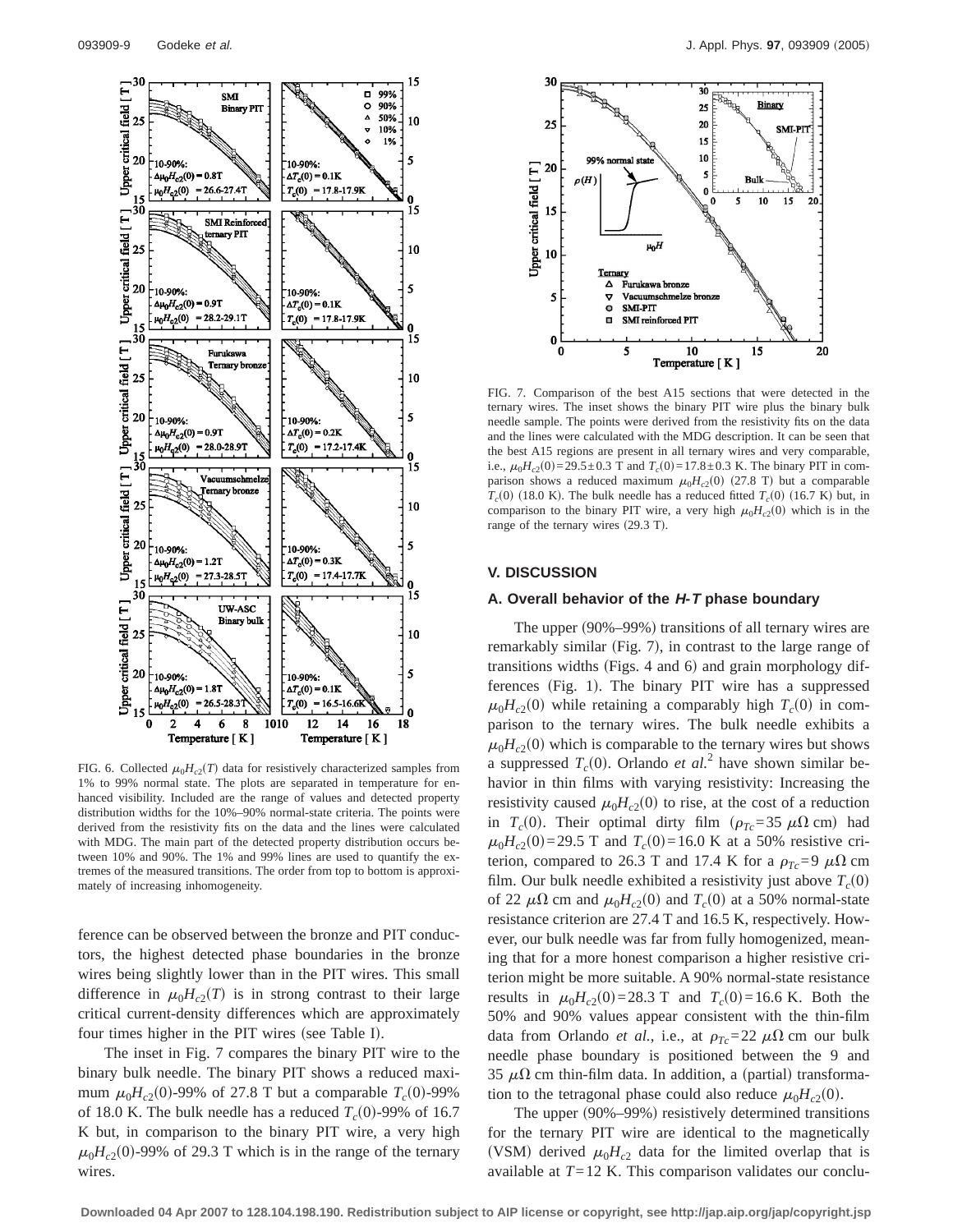FIG. 6. Collected $\mu_0 H_{c2}(T)$ data for resistively characterized samples from 1% to 99% normal state. The plots are separated in temperature for enhanced visibility. Included are the range of values and detected property distribution widths for the 10%–90% normal-state criteria. The points were derived from the resistivity fits on the data and the lines were calculated with MDG. The main part of the detected property distribution occurs between 10% and 90%. The 1% and 99% lines are used to quantify the extremes of the measured transitions. The order from top to bottom is approximately of increasing inhomogeneity.

ference can be observed between the bronze and PIT conductors, the highest detected phase boundaries in the bronze wires being slightly lower than in the PIT wires. This small difference in $\mu_0 H_{c2}(T)$ is in strong contrast to their large critical current-density differences which are approximately four times higher in the PIT wires (see Table I).

The inset in Fig. 7 compares the binary PIT wire to the binary bulk needle. The binary PIT shows a reduced maximum $\mu_0 H_{c2}(0)$-99% of 27.8 T but a comparable $T_c(0)$-99% of 18.0 K. The bulk needle has a reduced $T_c(0)$-99% of 16.7 K but, in comparison to the binary PIT wire, a very high $\mu_0 H_{c2}(0)$-99% of 29.3 T which is in the range of the ternary wires.

FIG. 7. Comparison of the best A15 sections that were detected in the ternary wires. The inset shows the binary PIT wire plus the binary bulk needle sample. The points were derived from the resistivity fits on the data and the lines were calculated with the MDG description. It can be seen that the best A15 regions are present in all ternary wires and very comparable, i.e., $\mu_0 H_{c2}(0)=29.5\pm0.3$ T and $T_c(0)=17.8\pm0.3$ K. The binary PIT in comparison shows a reduced maximum $\mu_0 H_{c2}(0)$ (27.8 T) but a comparable $T_c(0)$ (18.0 K). The bulk needle has a reduced fitted $T_c(0)$ (16.7 K) but, in comparison to the binary PIT wire, a very high $\mu_0 H_{c2}(0)$ which is in the range of the ternary wires (29.3 T).

## V. DISCUSSION

### A. Overall behavior of the *H-T* phase boundary

The upper (90%–99%) transitions of all ternary wires are remarkably similar (Fig. 7), in contrast to the large range of transitions widths (Figs. 4 and 6) and grain morphology differences (Fig. 1). The binary PIT wire has a suppressed $\mu_0 H_{c2}(0)$ while retaining a comparably high $T_c(0)$ in comparison to the ternary wires. The bulk needle exhibits a $\mu_0 H_{c2}(0)$ which is comparable to the ternary wires but shows a suppressed $T_c(0)$. Orlando *et al.*[2] have shown similar behavior in thin films with varying resistivity: Increasing the resistivity caused $\mu_0 H_{c2}(0)$ to rise, at the cost of a reduction in $T_c(0)$. Their optimal dirty film ($\rho_{Tc}=35$ $\mu\Omega$ cm) had $\mu_0 H_{c2}(0)=29.5$ T and $T_c(0)=16.0$ K at a 50% resistive criterion, compared to 26.3 T and 17.4 K for a $\rho_{Tc}=9$ $\mu\Omega$ cm film. Our bulk needle exhibited a resistivity just above $T_c(0)$ of 22 $\mu\Omega$ cm and $\mu_0 H_{c2}(0)$ and $T_c(0)$ at a 50% normal-state resistance criterion are 27.4 T and 16.5 K, respectively. However, our bulk needle was far from fully homogenized, meaning that for a more honest comparison a higher resistive criterion might be more suitable. A 90% normal-state resistance results in $\mu_0 H_{c2}(0)=28.3$ T and $T_c(0)=16.6$ K. Both the 50% and 90% values appear consistent with the thin-film data from Orlando *et al.*, i.e., at $\rho_{Tc}=22$ $\mu\Omega$ cm our bulk needle phase boundary is positioned between the 9 and 35 $\mu\Omega$ cm thin-film data. In addition, a (partial) transformation to the tetragonal phase could also reduce $\mu_0 H_{c2}(0)$.

The upper (90%–99%) resistively determined transitions for the ternary PIT wire are identical to the magnetically (VSM) derived $\mu_0 H_{c2}$ data for the limited overlap that is available at $T=12$ K. This comparison validates our conclu-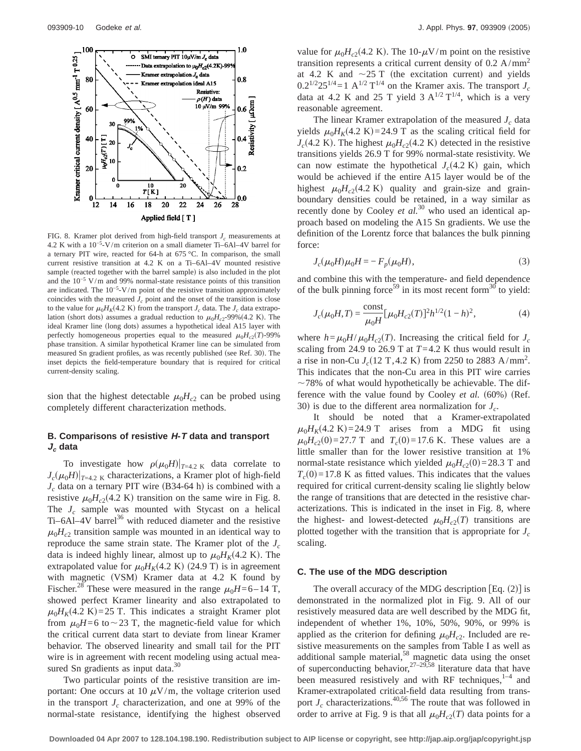FIG. 8. Kramer plot derived from high-field transport $J_c$ measurements at 4.2 K with a $10^{-5}$-V/m criterion on a small diameter Ti–6Al–4V barrel for a ternary PIT wire, reacted for 64-h at 675 °C. In comparison, the small current resistive transition at 4.2 K on a Ti–6Al–4V mounted resistive sample (reacted together with the barrel sample) is also included in the plot and the $10^{-5}$ V/m and 99% normal-state resistance points of this transition are indicated. The $10^{-5}$-V/m point of the resistive transition approximately coincides with the measured $J_c$ point and the onset of the transition is close to the value for $\mu_0 H_K(4.2\text{ K})$ from the transport $J_c$ data. The $J_c$ data extrapolation (short dots) assumes a gradual reduction to $\mu_0 H_{c2}$-99%(4.2 K). The ideal Kramer line (long dots) assumes a hypothetical ideal A15 layer with perfectly homogeneous properties equal to the measured $\mu_0 H_{c2}(T)$-99% phase transition. A similar hypothetical Kramer line can be simulated from measured Sn gradient profiles, as was recently published (see Ref. 30). The inset depicts the field-temperature boundary that is required for critical current-density scaling.

sion that the highest detectable $\mu_0 H_{c2}$ can be probed using completely different characterization methods.

### B. Comparisons of resistive *H-T* data and transport $J_c$ data

To investigate how $\rho(\mu_0 H)|_{T=4.2\text{ K}}$ data correlate to $J_c(\mu_0 H)|_{T=4.2\text{ K}}$ characterizations, a Kramer plot of high-field $J_c$ data on a ternary PIT wire (B34-64 h) is combined with a resistive $\mu_0 H_{c2}(4.2\text{ K})$ transition on the same wire in Fig. 8. The $J_c$ sample was mounted with Stycast on a helical Ti–6Al–4V barrel[36] with reduced diameter and the resistive $\mu_0 H_{c2}$ transition sample was mounted in an identical way to reproduce the same strain state. The Kramer plot of the $J_c$ data is indeed highly linear, almost up to $\mu_0 H_K(4.2\text{ K})$. The extrapolated value for $\mu_0 H_K(4.2\text{ K})$ (24.9 T) is in agreement with magnetic (VSM) Kramer data at 4.2 K found by Fischer.[28] These were measured in the range $\mu_0 H = 6$–$14$ T, showed perfect Kramer linearity and also extrapolated to $\mu_0 H_K(4.2\text{ K}) = 25$ T. This indicates a straight Kramer plot from $\mu_0 H = 6$ to $\sim 23$ T, the magnetic-field value for which the critical current data start to deviate from linear Kramer behavior. The observed linearity and small tail for the PIT wire is in agreement with recent modeling using actual measured Sn gradients as input data.[30]

Two particular points of the resistive transition are important: One occurs at 10 $\mu$V/m, the voltage criterion used in the transport $J_c$ characterization, and one at 99% of the normal-state resistance, identifying the highest observed value for $\mu_0 H_{c2}(4.2\text{ K})$. The 10-$\mu$V/m point on the resistive transition represents a critical current density of 0.2 A/mm$^2$ at 4.2 K and $\sim 25$ T (the excitation current) and yields $0.2^{1/2} 25^{1/4} = 1$ A$^{1/2}$ T$^{1/4}$ on the Kramer axis. The transport $J_c$ data at 4.2 K and 25 T yield 3 A$^{1/2}$ T$^{1/4}$, which is a very reasonable agreement.

The linear Kramer extrapolation of the measured $J_c$ data yields $\mu_0 H_K(4.2\text{ K}) = 24.9$ T as the scaling critical field for $J_c(4.2\text{ K})$. The highest $\mu_0 H_{c2}(4.2\text{ K})$ detected in the resistive transitions yields 26.9 T for 99% normal-state resistivity. We can now estimate the hypothetical $J_c(4.2\text{ K})$ gain, which would be achieved if the entire A15 layer would be of the highest $\mu_0 H_{c2}(4.2\text{ K})$ quality and grain-size and grain-boundary densities could be retained, in a way similar as recently done by Cooley *et al.*[30] who used an identical approach based on modeling the A15 Sn gradients. We use the definition of the Lorentz force that balances the bulk pinning force:

$$J_c(\mu_0 H)\mu_0 H = -F_p(\mu_0 H), \tag{3}$$

and combine this with the temperature- and field dependence of the bulk pinning force[59] in its most recent form[30] to yield:

$$J_c(\mu_0 H, T) = \frac{\text{const}}{\mu_0 H}[\mu_0 H_{c2}(T)]^2 h^{1/2}(1-h)^2, \tag{4}$$

where $h = \mu_0 H / \mu_0 H_{c2}(T)$. Increasing the critical field for $J_c$ scaling from 24.9 to 26.9 T at $T = 4.2$ K thus would result in a rise in non-Cu $J_c(12\text{ T}, 4.2\text{ K})$ from 2250 to 2883 A/mm$^2$. This indicates that the non-Cu area in this PIT wire carries $\sim 78\%$ of what would hypothetically be achievable. The difference with the value found by Cooley *et al.* (60%) (Ref. 30) is due to the different area normalization for $J_c$.

It should be noted that a Kramer-extrapolated $\mu_0 H_K(4.2\text{ K}) = 24.9$ T arises from a MDG fit using $\mu_0 H_{c2}(0) = 27.7$ T and $T_c(0) = 17.6$ K. These values are a little smaller than for the lower resistive transition at 1% normal-state resistance which yielded $\mu_0 H_{c2}(0) = 28.3$ T and $T_c(0) = 17.8$ K as fitted values. This indicates that the values required for critical current-density scaling lie slightly below the range of transitions that are detected in the resistive characterizations. This is indicated in the inset in Fig. 8, where the highest- and lowest-detected $\mu_0 H_{c2}(T)$ transitions are plotted together with the transition that is appropriate for $J_c$ scaling.

### C. The use of the MDG description

The overall accuracy of the MDG description [Eq. (2)] is demonstrated in the normalized plot in Fig. 9. All of our resistively measured data are well described by the MDG fit, independent of whether 1%, 10%, 50%, 90%, or 99% is applied as the criterion for defining $\mu_0 H_{c2}$. Included are resistive measurements on the samples from Table I as well as additional sample material,[58] magnetic data using the onset of superconducting behavior,[27–29,58] literature data that have been measured resistively and with RF techniques,[1–4] and Kramer-extrapolated critical-field data resulting from transport $J_c$ characterizations.[40,56] The route that was followed in order to arrive at Fig. 9 is that all $\mu_0 H_{c2}(T)$ data points for a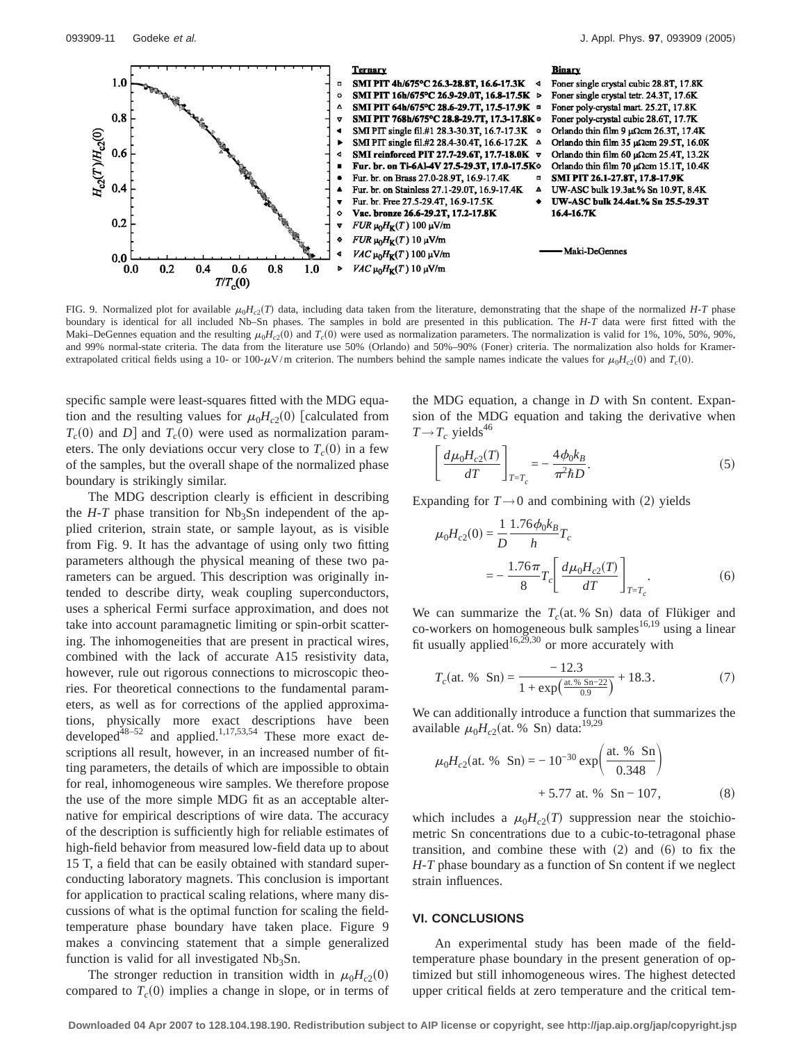FIG. 9. Normalized plot for available $\mu_0 H_{c2}(T)$ data, including data taken from the literature, demonstrating that the shape of the normalized $H$-$T$ phase boundary is identical for all included Nb–Sn phases. The samples in bold are presented in this publication. The $H$-$T$ data were first fitted with the Maki–DeGennes equation and the resulting $\mu_0 H_{c2}(0)$ and $T_c(0)$ were used as normalization parameters. The normalization is valid for 1%, 10%, 50%, 90%, and 99% normal-state criteria. The data from the literature use 50% (Orlando) and 50%–90% (Foner) criteria. The normalization also holds for Kramer-extrapolated critical fields using a 10- or 100-$\mu$V/m criterion. The numbers behind the sample names indicate the values for $\mu_0 H_{c2}(0)$ and $T_c(0)$.

specific sample were least-squares fitted with the MDG equation and the resulting values for $\mu_0 H_{c2}(0)$ [calculated from $T_c(0)$ and $D$] and $T_c(0)$ were used as normalization parameters. The only deviations occur very close to $T_c(0)$ in a few of the samples, but the overall shape of the normalized phase boundary is strikingly similar.

The MDG description clearly is efficient in describing the $H$-$T$ phase transition for $Nb_3Sn$ independent of the applied criterion, strain state, or sample layout, as is visible from Fig. 9. It has the advantage of using only two fitting parameters although the physical meaning of these two parameters can be argued. This description was originally intended to describe dirty, weak coupling superconductors, uses a spherical Fermi surface approximation, and does not take into account paramagnetic limiting or spin-orbit scattering. The inhomogeneities that are present in practical wires, combined with the lack of accurate A15 resistivity data, however, rule out rigorous connections to microscopic theories. For theoretical connections to the fundamental parameters, as well as for corrections of the applied approximations, physically more exact descriptions have been developed[48–52] and applied.[1,17,53,54] These more exact descriptions all result, however, in an increased number of fitting parameters, the details of which are impossible to obtain for real, inhomogeneous wire samples. We therefore propose the use of the more simple MDG fit as an acceptable alternative for empirical descriptions of wire data. The accuracy of the description is sufficiently high for reliable estimates of high-field behavior from measured low-field data up to about 15 T, a field that can be easily obtained with standard superconducting laboratory magnets. This conclusion is important for application to practical scaling relations, where many discussions of what is the optimal function for scaling the field-temperature phase boundary have taken place. Figure 9 makes a convincing statement that a simple generalized function is valid for all investigated $Nb_3Sn$.

The stronger reduction in transition width in $\mu_0 H_{c2}(0)$ compared to $T_c(0)$ implies a change in slope, or in terms of the MDG equation, a change in $D$ with Sn content. Expansion of the MDG equation and taking the derivative when $T \to T_c$ yields[46]

$$\left[\frac{d\mu_0 H_{c2}(T)}{dT}\right]_{T=T_c} = -\frac{4\phi_0 k_B}{\pi^2 \hbar D}. \tag{5}$$

Expanding for $T \to 0$ and combining with (2) yields

$$\mu_0 H_{c2}(0) = \frac{1}{D}\frac{1.76\phi_0 k_B}{h}T_c = -\frac{1.76\pi}{8}T_c\left[\frac{d\mu_0 H_{c2}(T)}{dT}\right]_{T=T_c}. \tag{6}$$

We can summarize the $T_c$(at. % Sn) data of Flükiger and co-workers on homogeneous bulk samples[16,19] using a linear fit usually applied[16,29,30] or more accurately with

$$T_c(\text{at. \% Sn}) = \frac{-12.3}{1+\exp\left(\frac{\text{at. \% Sn}-22}{0.9}\right)} + 18.3. \tag{7}$$

We can additionally introduce a function that summarizes the available $\mu_0 H_{c2}$(at. % Sn) data:[19,29]

$$\mu_0 H_{c2}(\text{at. \% Sn}) = -10^{-30}\exp\left(\frac{\text{at. \% Sn}}{0.348}\right) + 5.77\ \text{at. \% Sn} - 107, \tag{8}$$

which includes a $\mu_0 H_{c2}(T)$ suppression near the stoichiometric Sn concentrations due to a cubic-to-tetragonal phase transition, and combine these with (2) and (6) to fix the $H$-$T$ phase boundary as a function of Sn content if we neglect strain influences.

## VI. CONCLUSIONS

An experimental study has been made of the field-temperature phase boundary in the present generation of optimized but still inhomogeneous wires. The highest detected upper critical fields at zero temperature and the critical tem-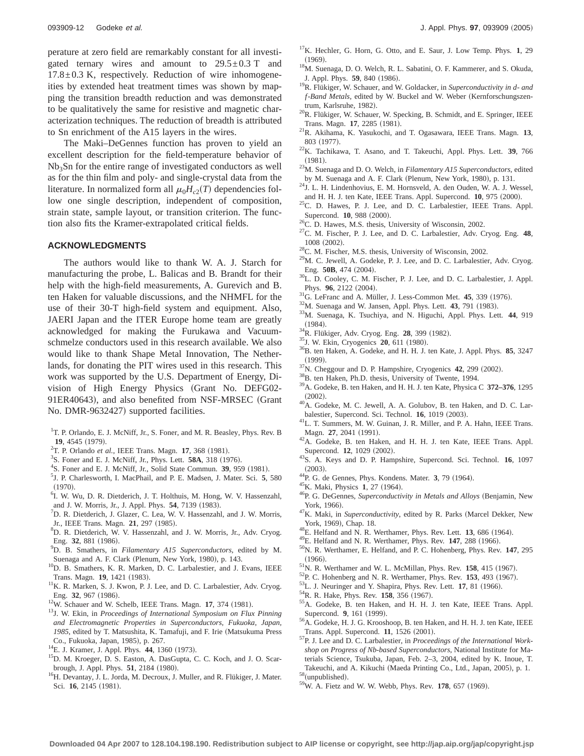perature at zero field are remarkably constant for all investigated ternary wires and amount to $29.5 \pm 0.3$ T and $17.8 \pm 0.3$ K, respectively. Reduction of wire inhomogeneities by extended heat treatment times was shown by mapping the transition breadth reduction and was demonstrated to be qualitatively the same for resistive and magnetic characterization techniques. The reduction of breadth is attributed to Sn enrichment of the A15 layers in the wires.

The Maki–DeGennes function has proven to yield an excellent description for the field-temperature behavior of $Nb_3Sn$ for the entire range of investigated conductors as well as for the thin film and poly- and single-crystal data from the literature. In normalized form all $\mu_0 H_{c2}(T)$ dependencies follow one single description, independent of composition, strain state, sample layout, or transition criterion. The function also fits the Kramer-extrapolated critical fields.

## ACKNOWLEDGMENTS

The authors would like to thank W. A. J. Starch for manufacturing the probe, L. Balicas and B. Brandt for their help with the high-field measurements, A. Gurevich and B. ten Haken for valuable discussions, and the NHMFL for the use of their 30-T high-field system and equipment. Also, JAERI Japan and the ITER Europe home team are greatly acknowledged for making the Furukawa and Vacuumschmelze conductors used in this research available. We also would like to thank Shape Metal Innovation, The Netherlands, for donating the PIT wires used in this research. This work was supported by the U.S. Department of Energy, Division of High Energy Physics (Grant No. DEFG02-91ER40643), and also benefited from NSF-MRSEC (Grant No. DMR-9632427) supported facilities.

[1] T. P. Orlando, E. J. McNiff, Jr., S. Foner, and M. R. Beasley, Phys. Rev. B **19**, 4545 (1979).
[2] T. P. Orlando *et al.*, IEEE Trans. Magn. **17**, 368 (1981).
[3] S. Foner and E. J. McNiff, Jr., Phys. Lett. **58A**, 318 (1976).
[4] S. Foner and E. J. McNiff, Jr., Solid State Commun. **39**, 959 (1981).
[5] J. P. Charlesworth, I. MacPhail, and P. E. Madsen, J. Mater. Sci. **5**, 580 (1970).
[6] I. W. Wu, D. R. Dietderich, J. T. Holthuis, M. Hong, W. V. Hassenzahl, and J. W. Morris, Jr., J. Appl. Phys. **54**, 7139 (1983).
[7] D. R. Dietderich, J. Glazer, C. Lea, W. V. Hassenzahl, and J. W. Morris, Jr., IEEE Trans. Magn. **21**, 297 (1985).
[8] D. R. Dietderich, W. V. Hassenzahl, and J. W. Morris, Jr., Adv. Cryog. Eng. **32**, 881 (1986).
[9] D. B. Smathers, in *Filamentary A15 Superconductors*, edited by M. Suenaga and A. F. Clark (Plenum, New York, 1980), p. 143.
[10] D. B. Smathers, K. R. Marken, D. C. Larbalestier, and J. Evans, IEEE Trans. Magn. **19**, 1421 (1983).
[11] K. R. Marken, S. J. Kwon, P. J. Lee, and D. C. Larbalestier, Adv. Cryog. Eng. **32**, 967 (1986).
[12] W. Schauer and W. Schelb, IEEE Trans. Magn. **17**, 374 (1981).
[13] J. W. Ekin, in *Proceedings of International Symposium on Flux Pinning and Electromagnetic Properties in Superconductors, Fukuoka, Japan, 1985*, edited by T. Matsushita, K. Tamafuji, and F. Irie (Matsukuma Press Co., Fukuoka, Japan, 1985), p. 267.
[14] E. J. Kramer, J. Appl. Phys. **44**, 1360 (1973).
[15] D. M. Kroeger, D. S. Easton, A. DasGupta, C. C. Koch, and J. O. Scarbrough, J. Appl. Phys. **51**, 2184 (1980).
[16] H. Devantay, J. L. Jorda, M. Decroux, J. Muller, and R. Flükiger, J. Mater. Sci. **16**, 2145 (1981).
[17] K. Hechler, G. Horn, G. Otto, and E. Saur, J. Low Temp. Phys. **1**, 29 (1969).
[18] M. Suenaga, D. O. Welch, R. L. Sabatini, O. F. Kammerer, and S. Okuda, J. Appl. Phys. **59**, 840 (1986).
[19] R. Flükiger, W. Schauer, and W. Goldacker, in *Superconductivity in d- and f-Band Metals*, edited by W. Buckel and W. Weber (Kernforschungszentrum, Karlsruhe, 1982).
[20] R. Flükiger, W. Schauer, W. Specking, B. Schmidt, and E. Springer, IEEE Trans. Magn. **17**, 2285 (1981).
[21] R. Akihama, K. Yasukochi, and T. Ogasawara, IEEE Trans. Magn. **13**, 803 (1977).
[22] K. Tachikawa, T. Asano, and T. Takeuchi, Appl. Phys. Lett. **39**, 766 (1981).
[23] M. Suenaga and D. O. Welch, in *Filamentary A15 Superconductors*, edited by M. Suenaga and A. F. Clark (Plenum, New York, 1980), p. 131.
[24] J. L. H. Lindenhovius, E. M. Hornsveld, A. den Ouden, W. A. J. Wessel, and H. H. J. ten Kate, IEEE Trans. Appl. Supercond. **10**, 975 (2000).
[25] C. D. Hawes, P. J. Lee, and D. C. Larbalestier, IEEE Trans. Appl. Supercond. **10**, 988 (2000).
[26] C. D. Hawes, M.S. thesis, University of Wisconsin, 2002.
[27] C. M. Fischer, P. J. Lee, and D. C. Larbalestier, Adv. Cryog. Eng. **48**, 1008 (2002).
[28] C. M. Fischer, M.S. thesis, University of Wisconsin, 2002.
[29] M. C. Jewell, A. Godeke, P. J. Lee, and D. C. Larbalestier, Adv. Cryog. Eng. **50B**, 474 (2004).
[30] L. D. Cooley, C. M. Fischer, P. J. Lee, and D. C. Larbalestier, J. Appl. Phys. **96**, 2122 (2004).
[31] G. LeFranc and A. Müller, J. Less-Common Met. **45**, 339 (1976).
[32] M. Suenaga and W. Jansen, Appl. Phys. Lett. **43**, 791 (1983).
[33] M. Suenaga, K. Tsuchiya, and N. Higuchi, Appl. Phys. Lett. **44**, 919 (1984).
[34] R. Flükiger, Adv. Cryog. Eng. **28**, 399 (1982).
[35] J. W. Ekin, Cryogenics **20**, 611 (1980).
[36] B. ten Haken, A. Godeke, and H. H. J. ten Kate, J. Appl. Phys. **85**, 3247 (1999).
[37] N. Cheggour and D. P. Hampshire, Cryogenics **42**, 299 (2002).
[38] B. ten Haken, Ph.D. thesis, University of Twente, 1994.
[39] A. Godeke, B. ten Haken, and H. H. J. ten Kate, Physica C **372–376**, 1295 (2002).
[40] A. Godeke, M. C. Jewell, A. A. Golubov, B. ten Haken, and D. C. Larbalestier, Supercond. Sci. Technol. **16**, 1019 (2003).
[41] L. T. Summers, M. W. Guinan, J. R. Miller, and P. A. Hahn, IEEE Trans. Magn. **27**, 2041 (1991).
[42] A. Godeke, B. ten Haken, and H. H. J. ten Kate, IEEE Trans. Appl. Supercond. **12**, 1029 (2002).
[43] S. A. Keys and D. P. Hampshire, Supercond. Sci. Technol. **16**, 1097 (2003).
[44] P. G. de Gennes, Phys. Kondens. Mater. **3**, 79 (1964).
[45] K. Maki, Physics **1**, 27 (1964).
[46] P. G. DeGennes, *Superconductivity in Metals and Alloys* (Benjamin, New York, 1966).
[47] K. Maki, in *Superconductivity*, edited by R. Parks (Marcel Dekker, New York, 1969), Chap. 18.
[48] E. Helfand and N. R. Werthamer, Phys. Rev. Lett. **13**, 686 (1964).
[49] E. Helfand and N. R. Werthamer, Phys. Rev. **147**, 288 (1966).
[50] N. R. Werthamer, E. Helfand, and P. C. Hohenberg, Phys. Rev. **147**, 295 (1966).
[51] N. R. Werthamer and W. L. McMillan, Phys. Rev. **158**, 415 (1967).
[52] P. C. Hohenberg and N. R. Werthamer, Phys. Rev. **153**, 493 (1967).
[53] L. J. Neuringer and Y. Shapira, Phys. Rev. Lett. **17**, 81 (1966).
[54] R. R. Hake, Phys. Rev. **158**, 356 (1967).
[55] A. Godeke, B. ten Haken, and H. H. J. ten Kate, IEEE Trans. Appl. Supercond. **9**, 161 (1999).
[56] A. Godeke, H. J. G. Krooshoop, B. ten Haken, and H. H. J. ten Kate, IEEE Trans. Appl. Supercond. **11**, 1526 (2001).
[57] P. J. Lee and D. C. Larbalestier, in *Proceedings of the International Workshop on Progress of Nb-based Superconductors*, National Institute for Materials Science, Tsukuba, Japan, Feb. 2–3, 2004, edited by K. Inoue, T. Takeuchi, and A. Kikuchi (Maeda Printing Co., Ltd., Japan, 2005), p. 1.
[58] (unpublished).
[59] W. A. Fietz and W. W. Webb, Phys. Rev. **178**, 657 (1969).